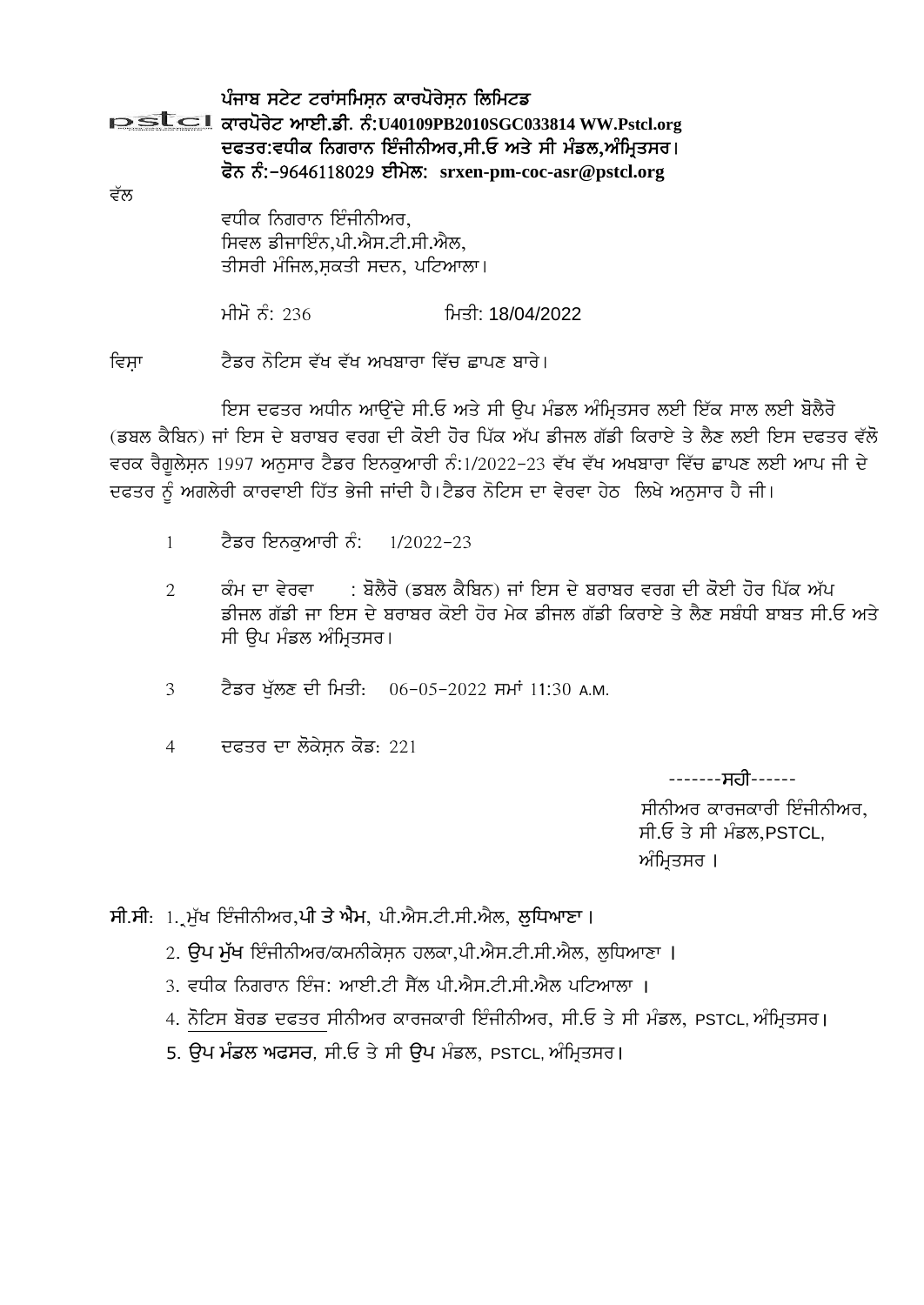**ਪੰਜਾਬ ਸਟੇਟ ਟਰਾਂਸਮਿਸ਼ਨ ਕਾਰਪੋਰੇਸ਼ਨ ਲਿਮਿਟਡ**
pstcl **ਕਾਰਪੋਰੇਟ ਆਈ.ਡੀ. ਨੰ:U40109PB2010SGC033814 WW.Pstcl.org**
**ਦਫਤਰ:ਵਧੀਕ ਨਿਗਰਾਨ ਇੰਜੀਨੀਅਰ,ਸੀ.ਓ ਅਤੇ ਸੀ ਮੰਡਲ,ਅੰਮ੍ਰਿਤਸਰ।**
**ਫੋਨ ਨੰ:-9646118029 ਈਮੇਲ: srxen-pm-coc-asr@pstcl.org**

ਵੱਲ

ਵਧੀਕ ਨਿਗਰਾਨ ਇੰਜੀਨੀਅਰ,
ਸਿਵਲ ਡੀਜਾਇੰਨ,ਪੀ.ਐਸ.ਟੀ.ਸੀ.ਐਲ,
ਤੀਸਰੀ ਮੰਜਿਲ,ਸ਼ਕਤੀ ਸਦਨ, ਪਟਿਆਲਾ।

ਮੀਮੋ ਨੰ: 236 ਮਿਤੀ: 18/04/2022

ਵਿਸ਼ਾ ਟੈਂਡਰ ਨੋਟਿਸ ਵੱਖ ਵੱਖ ਅਖਬਾਰਾ ਵਿੱਚ ਛਾਪਣ ਬਾਰੇ।

ਇਸ ਦਫਤਰ ਅਧੀਨ ਆਉਂਦੇ ਸੀ.ਓ ਅਤੇ ਸੀ ਉਪ ਮੰਡਲ ਅੰਮ੍ਰਿਤਸਰ ਲਈ ਇੱਕ ਸਾਲ ਲਈ ਬੋਲੈਰੋ (ਡਬਲ ਕੈਬਿਨ) ਜਾਂ ਇਸ ਦੇ ਬਰਾਬਰ ਵਰਗ ਦੀ ਕੋਈ ਹੋਰ ਪਿੱਕ ਅੱਪ ਡੀਜਲ ਗੱਡੀ ਕਿਰਾਏ ਤੇ ਲੈਣ ਲਈ ਇਸ ਦਫਤਰ ਵੱਲੋ ਵਰਕ ਰੈਗੂਲੇਸ਼ਨ 1997 ਅਨੁਸਾਰ ਟੈਂਡਰ ਇਨਕੁਆਰੀ ਨੰ:1/2022-23 ਵੱਖ ਵੱਖ ਅਖਬਾਰਾ ਵਿੱਚ ਛਾਪਣ ਲਈ ਆਪ ਜੀ ਦੇ ਦਫਤਰ ਨੂੰ ਅਗਲੇਰੀ ਕਾਰਵਾਈ ਹਿੱਤ ਭੇਜੀ ਜਾਂਦੀ ਹੈ।ਟੈਂਡਰ ਨੋਟਿਸ ਦਾ ਵੇਰਵਾ ਹੇਠ ਲਿਖੇ ਅਨੁਸਾਰ ਹੈ ਜੀ।

1. ਟੈਂਡਰ ਇਨਕੁਆਰੀ ਨੰ: 1/2022-23
2. ਕੰਮ ਦਾ ਵੇਰਵਾ : ਬੋਲੈਰੋ (ਡਬਲ ਕੈਬਿਨ) ਜਾਂ ਇਸ ਦੇ ਬਰਾਬਰ ਵਰਗ ਦੀ ਕੋਈ ਹੋਰ ਪਿੱਕ ਅੱਪ ਡੀਜਲ ਗੱਡੀ ਜਾ ਇਸ ਦੇ ਬਰਾਬਰ ਕੋਈ ਹੋਰ ਮੇਕ ਡੀਜਲ ਗੱਡੀ ਕਿਰਾਏ ਤੇ ਲੈਣ ਸਬੰਧੀ ਬਾਬਤ ਸੀ.ਓ ਅਤੇ ਸੀ ਉਪ ਮੰਡਲ ਅੰਮ੍ਰਿਤਸਰ।
3. ਟੈਂਡਰ ਖੁੱਲਣ ਦੀ ਮਿਤੀ: 06-05-2022 ਸਮਾਂ 11:30 A.M.
4. ਦਫਤਰ ਦਾ ਲੋਕੇਸ਼ਨ ਕੋਡ: 221

-------**ਸਹੀ**------
ਸੀਨੀਅਰ ਕਾਰਜਕਾਰੀ ਇੰਜੀਨੀਅਰ,
ਸੀ.ਓ ਤੇ ਸੀ ਮੰਡਲ,PSTCL,
ਅੰਮ੍ਰਿਤਸਰ ।

**ਸੀ.ਸੀ:** 1. ਮੁੱਖ ਇੰਜੀਨੀਅਰ,**ਪੀ ਤੇ ਐਮ**, ਪੀ.ਐਸ.ਟੀ.ਸੀ.ਐਲ, **ਲੁਧਿਆਣਾ।**

2. **ਉਪ ਮੁੱਖ** ਇੰਜੀਨੀਅਰ/ਕਮਨੀਕੇਸ਼ਨ ਹਲਕਾ,ਪੀ.ਐਸ.ਟੀ.ਸੀ.ਐਲ, ਲੁਧਿਆਣਾ ।
3. ਵਧੀਕ ਨਿਗਰਾਨ ਇੰਜ: ਆਈ.ਟੀ ਸੈੱਲ ਪੀ.ਐਸ.ਟੀ.ਸੀ.ਐਲ ਪਟਿਆਲਾ ।
4. ਨੋਟਿਸ ਬੋਰਡ ਦਫਤਰ ਸੀਨੀਅਰ ਕਾਰਜਕਾਰੀ ਇੰਜੀਨੀਅਰ, ਸੀ.ਓ ਤੇ ਸੀ ਮੰਡਲ, PSTCL, ਅੰਮ੍ਰਿਤਸਰ।
5. **ਉਪ ਮੰਡਲ ਅਫਸਰ**, ਸੀ.ਓ ਤੇ ਸੀ **ਉਪ** ਮੰਡਲ, PSTCL, ਅੰਮ੍ਰਿਤਸਰ।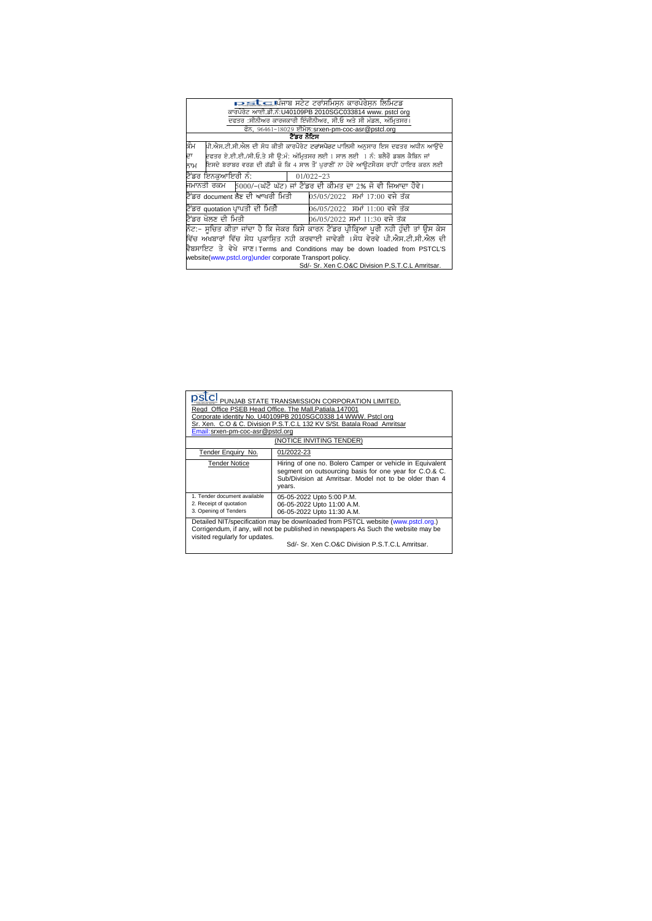**pstcl** ਪੰਜਾਬ ਸਟੇਟ ਟਰਾਂਸਮਿਸ਼ਨ ਕਾਰਪੋਰੇਸ਼ਨ ਲਿਮਿਟਡ

ਕਾਰਪੋਰੇਟ ਆਈ.ਡੀ.ਨੰ:U40109PB 2010SGC033814 www. pstcl org

ਦਫਤਰ :ਸੀਨੀਅਰ ਕਾਰਜਕਾਰੀ ਇੰਜੀਨੀਅਰ, ਸੀ.ਓ ਅਤੇ ਸੀ ਮੰਡਲ, ਅੰਮ੍ਰਿਤਸਰ।

ਫੋਨ, 96461-18029 ਈਮੇਲ:srxen-pm-coc-asr@pstcl.org

**ਟੈਂਡਰ ਨੋਟਿਸ**

| | |
|---|---|
| ਕੰਮ ਦਾ ਨਾਮ | ਪੀ.ਐਸ.ਟੀ.ਸੀ.ਐਲ ਦੀ ਸੋਧ ਕੀਤੀ ਕਾਰਪੋਰੇਟ ਟਰਾਂਸਪੋਰਟ ਪਾਲਿਸੀ ਅਨੁਸਾਰ ਇਸ ਦਫਤਰ ਅਧੀਨ ਆਉਂਦੇ ਦਫਤਰ ਏ.ਈ.ਈ./ਸੀ.ਓ.ਤੇ ਸੀ ਉ:ਮੰ: ਅੰਮ੍ਰਿਤਸਰ ਲਈ 1 ਸਾਲ ਲਈ 1 ਨੰ: ਬਲੈਰੋ ਡਬਲ ਕੈਬਿਨ ਜਾਂ ਇਸਦੇ ਬਰਾਬਰ ਵਰਗ ਦੀ ਗੱਡੀ ਜੋ ਕਿ 4 ਸਾਲ ਤੋਂ ਪੁਰਾਣੀ ਨਾ ਹੋਵੇ ਆਉਟਸੋਰਸ ਰਾਹੀਂ ਹਾਇਰ ਕਰਨ ਲਈ |
| ਟੈਂਡਰ ਇਨਕੁਆਇਰੀ ਨੰ: | 01/022-23 |
| ਜਮਾਨਤੀ ਰਕਮ | 5000/-(ਘੱਟੋ ਘੱਟ) ਜਾਂ ਟੈਂਡਰ ਦੀ ਕੀਮਤ ਦਾ 2% ਜੋ ਵੀ ਜਿਆਦਾ ਹੋਵੇ। |
| ਟੈਂਡਰ document ਲੈਣ ਦੀ ਆਖਰੀ ਮਿਤੀ | 05/05/2022 ਸਮਾਂ 17:00 ਵਜੇ ਤੱਕ |
| ਟੈਂਡਰ quotation ਪ੍ਰਾਪਤੀ ਦੀ ਮਿਤੀ | 06/05/2022 ਸਮਾਂ 11:00 ਵਜੇ ਤੱਕ |
| ਟੈਂਡਰ ਖੋਲਣ ਦੀ ਮਿਤੀ | 06/05/2022 ਸਮਾਂ 11:30 ਵਜੇ ਤੱਕ |

ਨੋਟ:- ਸੂਚਿਤ ਕੀਤਾ ਜਾਂਦਾ ਹੈ ਕਿ ਜੇਕਰ ਕਿਸੇ ਕਾਰਨ ਟੈਂਡਰ ਪ੍ਰੀਕ੍ਰਿਆ ਪੂਰੀ ਨਹੀ ਹੁੰਦੀ ਤਾਂ ਉਸ ਕੇਸ ਵਿੱਚ ਅਖਬਾਰਾਂ ਵਿੱਚ ਸੋਧ ਪ੍ਰਕਾਸ਼ਿਤ ਨਹੀ ਕਰਵਾਈ ਜਾਵੇਗੀ ।ਸੋਧ ਵੇਰਵੇ ਪੀ.ਐਸ.ਟੀ.ਸੀ.ਐਲ ਦੀ ਵੈਬਸਾਇਟ ਤੇ ਵੇਖੇ ਜਾਣ।Terms and Conditions may be down loaded from PSTCL'S website(www.pstcl.org)under corporate Transport policy.

Sd/- Sr. Xen C.O&C Division P.S.T.C.L Amritsar.

---

**pstcl** PUNJAB STATE TRANSMISSION CORPORATION LIMITED.

Regd Office PSEB Head Office. The Mall,Patiala.147001

Corporate identity No. U40109PB 2010SGC0338 14 WWW. Pstcl org

Sr. Xen. C.O & C. Division P.S.T.C.L 132 KV S/St. Batala Road Amritsar

Email:srxen-pm-coc-asr@pstcl.org

(NOTICE INVITING TENDER)

| Tender Enquiry No. | 01/2022-23 |
|---|---|
| Tender Notice | Hiring of one no. Bolero Camper or vehicle in Equivalent segment on outsourcing basis for one year for C.O.& C. Sub/Division at Amritsar. Model not to be older than 4 years. |
| 1. Tender document available<br>2. Receipt of quotation<br>3. Opening of Tenders | 05-05-2022 Upto 5:00 P.M.<br>06-05-2022 Upto 11:00 A.M.<br>06-05-2022 Upto 11:30 A.M. |

Detailed NIT/specification may be downloaded from PSTCL website (www.pstcl.org.) Corrigendum, if any, will not be published in newspapers As Such the website may be visited regularly for updates.

Sd/- Sr. Xen C.O&C Division P.S.T.C.L Amritsar.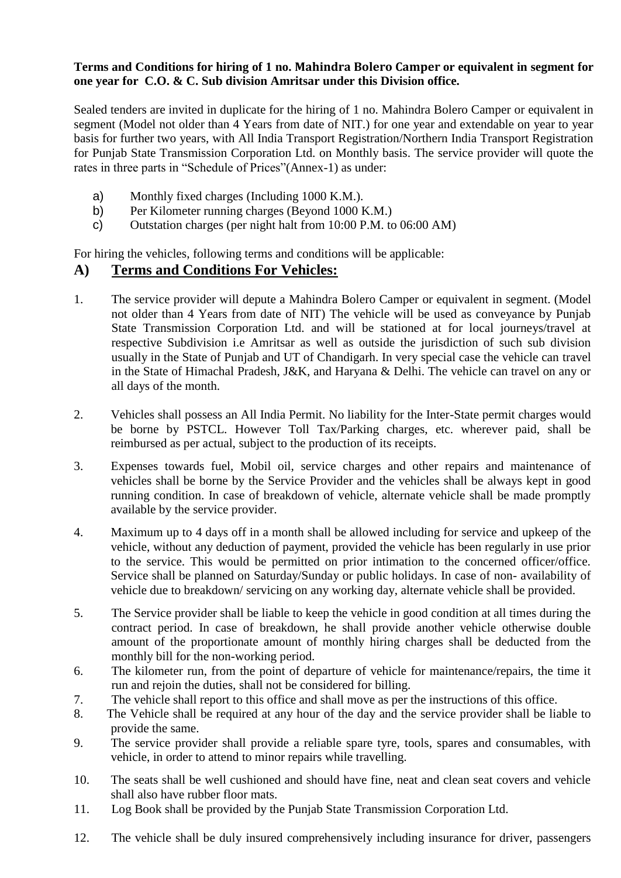**Terms and Conditions for hiring of 1 no. Mahindra Bolero Camper or equivalent in segment for one year for C.O. & C. Sub division Amritsar under this Division office.**

Sealed tenders are invited in duplicate for the hiring of 1 no. Mahindra Bolero Camper or equivalent in segment (Model not older than 4 Years from date of NIT.) for one year and extendable on year to year basis for further two years, with All India Transport Registration/Northern India Transport Registration for Punjab State Transmission Corporation Ltd. on Monthly basis. The service provider will quote the rates in three parts in "Schedule of Prices"(Annex-1) as under:

a) Monthly fixed charges (Including 1000 K.M.).
b) Per Kilometer running charges (Beyond 1000 K.M.)
c) Outstation charges (per night halt from 10:00 P.M. to 06:00 AM)

For hiring the vehicles, following terms and conditions will be applicable:

## A) Terms and Conditions For Vehicles:

1. The service provider will depute a Mahindra Bolero Camper or equivalent in segment. (Model not older than 4 Years from date of NIT) The vehicle will be used as conveyance by Punjab State Transmission Corporation Ltd. and will be stationed at for local journeys/travel at respective Subdivision i.e Amritsar as well as outside the jurisdiction of such sub division usually in the State of Punjab and UT of Chandigarh. In very special case the vehicle can travel in the State of Himachal Pradesh, J&K, and Haryana & Delhi. The vehicle can travel on any or all days of the month.

2. Vehicles shall possess an All India Permit. No liability for the Inter-State permit charges would be borne by PSTCL. However Toll Tax/Parking charges, etc. wherever paid, shall be reimbursed as per actual, subject to the production of its receipts.

3. Expenses towards fuel, Mobil oil, service charges and other repairs and maintenance of vehicles shall be borne by the Service Provider and the vehicles shall be always kept in good running condition. In case of breakdown of vehicle, alternate vehicle shall be made promptly available by the service provider.

4. Maximum up to 4 days off in a month shall be allowed including for service and upkeep of the vehicle, without any deduction of payment, provided the vehicle has been regularly in use prior to the service. This would be permitted on prior intimation to the concerned officer/office. Service shall be planned on Saturday/Sunday or public holidays. In case of non- availability of vehicle due to breakdown/ servicing on any working day, alternate vehicle shall be provided.

5. The Service provider shall be liable to keep the vehicle in good condition at all times during the contract period. In case of breakdown, he shall provide another vehicle otherwise double amount of the proportionate amount of monthly hiring charges shall be deducted from the monthly bill for the non-working period.

6. The kilometer run, from the point of departure of vehicle for maintenance/repairs, the time it run and rejoin the duties, shall not be considered for billing.

7. The vehicle shall report to this office and shall move as per the instructions of this office.

8. The Vehicle shall be required at any hour of the day and the service provider shall be liable to provide the same.

9. The service provider shall provide a reliable spare tyre, tools, spares and consumables, with vehicle, in order to attend to minor repairs while travelling.

10. The seats shall be well cushioned and should have fine, neat and clean seat covers and vehicle shall also have rubber floor mats.

11. Log Book shall be provided by the Punjab State Transmission Corporation Ltd.

12. The vehicle shall be duly insured comprehensively including insurance for driver, passengers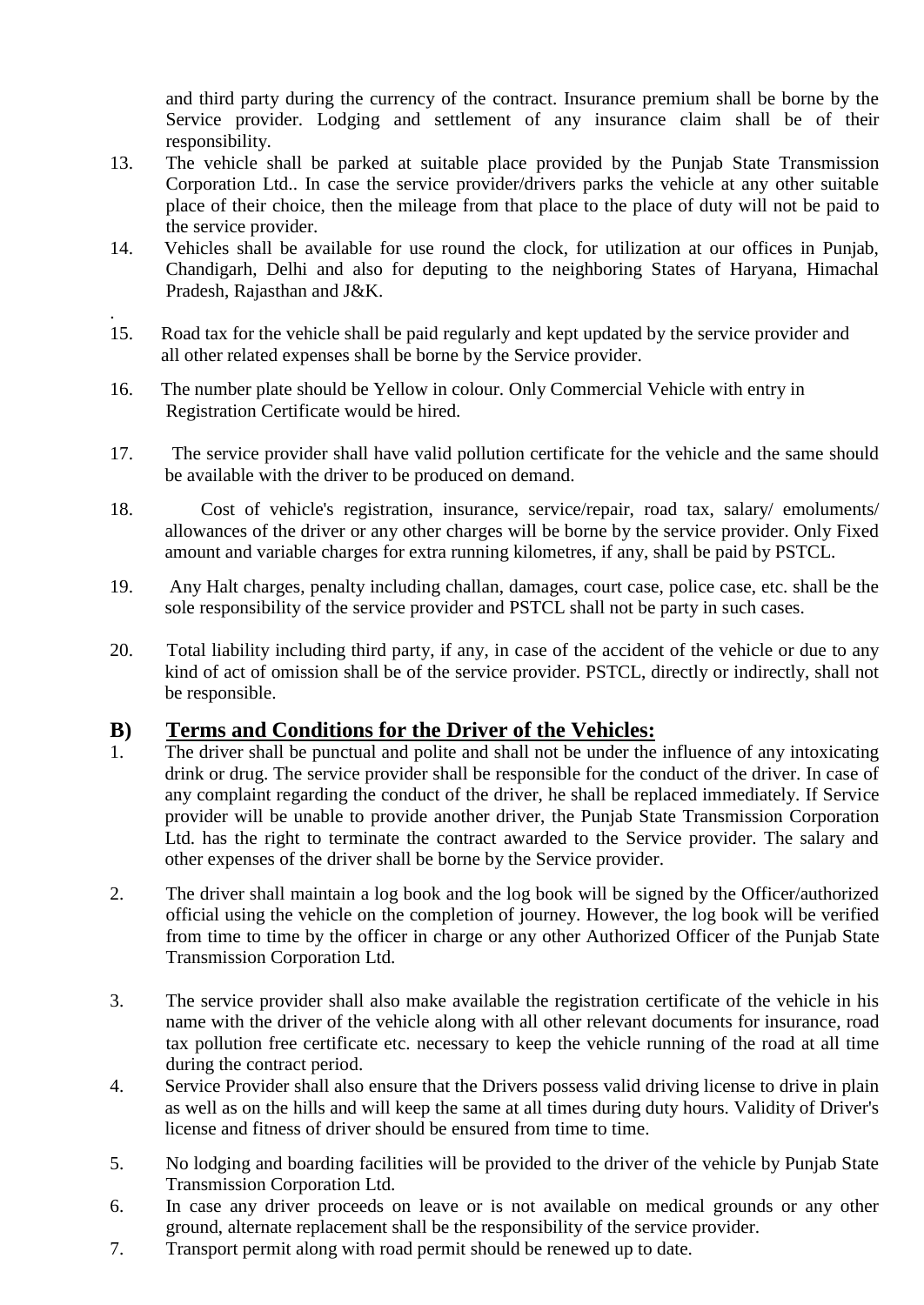and third party during the currency of the contract. Insurance premium shall be borne by the Service provider. Lodging and settlement of any insurance claim shall be of their responsibility.

13. The vehicle shall be parked at suitable place provided by the Punjab State Transmission Corporation Ltd.. In case the service provider/drivers parks the vehicle at any other suitable place of their choice, then the mileage from that place to the place of duty will not be paid to the service provider.
14. Vehicles shall be available for use round the clock, for utilization at our offices in Punjab, Chandigarh, Delhi and also for deputing to the neighboring States of Haryana, Himachal Pradesh, Rajasthan and J&K.

.

15. Road tax for the vehicle shall be paid regularly and kept updated by the service provider and all other related expenses shall be borne by the Service provider.
16. The number plate should be Yellow in colour. Only Commercial Vehicle with entry in Registration Certificate would be hired.
17. The service provider shall have valid pollution certificate for the vehicle and the same should be available with the driver to be produced on demand.
18. Cost of vehicle's registration, insurance, service/repair, road tax, salary/ emoluments/ allowances of the driver or any other charges will be borne by the service provider. Only Fixed amount and variable charges for extra running kilometres, if any, shall be paid by PSTCL.
19. Any Halt charges, penalty including challan, damages, court case, police case, etc. shall be the sole responsibility of the service provider and PSTCL shall not be party in such cases.
20. Total liability including third party, if any, in case of the accident of the vehicle or due to any kind of act of omission shall be of the service provider. PSTCL, directly or indirectly, shall not be responsible.

## B) <u>Terms and Conditions for the Driver of the Vehicles:</u>

1. The driver shall be punctual and polite and shall not be under the influence of any intoxicating drink or drug. The service provider shall be responsible for the conduct of the driver. In case of any complaint regarding the conduct of the driver, he shall be replaced immediately. If Service provider will be unable to provide another driver, the Punjab State Transmission Corporation Ltd. has the right to terminate the contract awarded to the Service provider. The salary and other expenses of the driver shall be borne by the Service provider.
2. The driver shall maintain a log book and the log book will be signed by the Officer/authorized official using the vehicle on the completion of journey. However, the log book will be verified from time to time by the officer in charge or any other Authorized Officer of the Punjab State Transmission Corporation Ltd.
3. The service provider shall also make available the registration certificate of the vehicle in his name with the driver of the vehicle along with all other relevant documents for insurance, road tax pollution free certificate etc. necessary to keep the vehicle running of the road at all time during the contract period.
4. Service Provider shall also ensure that the Drivers possess valid driving license to drive in plain as well as on the hills and will keep the same at all times during duty hours. Validity of Driver's license and fitness of driver should be ensured from time to time.
5. No lodging and boarding facilities will be provided to the driver of the vehicle by Punjab State Transmission Corporation Ltd.
6. In case any driver proceeds on leave or is not available on medical grounds or any other ground, alternate replacement shall be the responsibility of the service provider.
7. Transport permit along with road permit should be renewed up to date.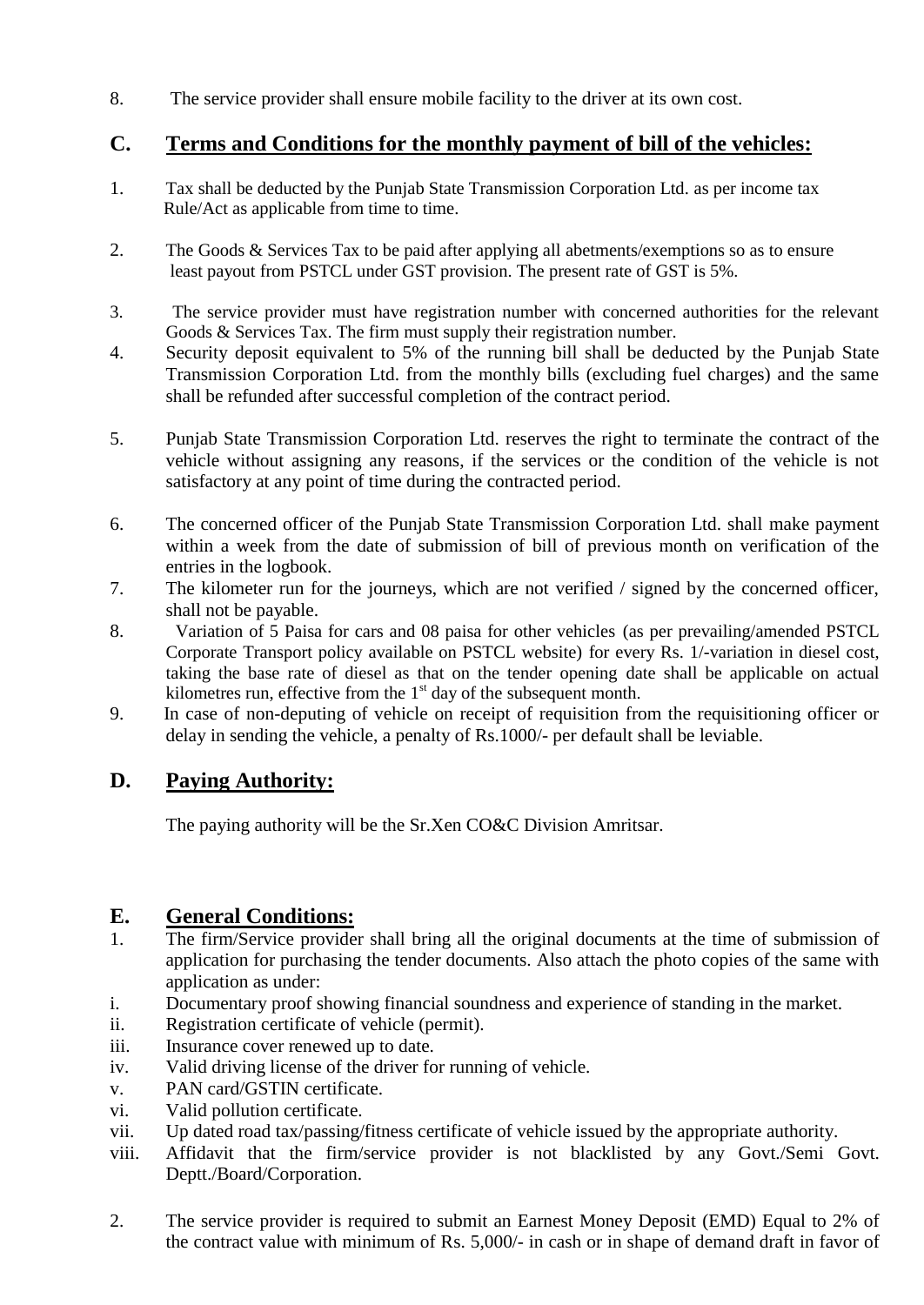8. The service provider shall ensure mobile facility to the driver at its own cost.

## C. Terms and Conditions for the monthly payment of bill of the vehicles:

1. Tax shall be deducted by the Punjab State Transmission Corporation Ltd. as per income tax Rule/Act as applicable from time to time.

2. The Goods & Services Tax to be paid after applying all abetments/exemptions so as to ensure least payout from PSTCL under GST provision. The present rate of GST is 5%.

3. The service provider must have registration number with concerned authorities for the relevant Goods & Services Tax. The firm must supply their registration number.
4. Security deposit equivalent to 5% of the running bill shall be deducted by the Punjab State Transmission Corporation Ltd. from the monthly bills (excluding fuel charges) and the same shall be refunded after successful completion of the contract period.

5. Punjab State Transmission Corporation Ltd. reserves the right to terminate the contract of the vehicle without assigning any reasons, if the services or the condition of the vehicle is not satisfactory at any point of time during the contracted period.

6. The concerned officer of the Punjab State Transmission Corporation Ltd. shall make payment within a week from the date of submission of bill of previous month on verification of the entries in the logbook.
7. The kilometer run for the journeys, which are not verified / signed by the concerned officer, shall not be payable.
8. Variation of 5 Paisa for cars and 08 paisa for other vehicles (as per prevailing/amended PSTCL Corporate Transport policy available on PSTCL website) for every Rs. 1/-variation in diesel cost, taking the base rate of diesel as that on the tender opening date shall be applicable on actual kilometres run, effective from the 1st day of the subsequent month.
9. In case of non-deputing of vehicle on receipt of requisition from the requisitioning officer or delay in sending the vehicle, a penalty of Rs.1000/- per default shall be leviable.

## D. Paying Authority:

The paying authority will be the Sr.Xen CO&C Division Amritsar.

## E. General Conditions:

1. The firm/Service provider shall bring all the original documents at the time of submission of application for purchasing the tender documents. Also attach the photo copies of the same with application as under:
   - i. Documentary proof showing financial soundness and experience of standing in the market.
   - ii. Registration certificate of vehicle (permit).
   - iii. Insurance cover renewed up to date.
   - iv. Valid driving license of the driver for running of vehicle.
   - v. PAN card/GSTIN certificate.
   - vi. Valid pollution certificate.
   - vii. Up dated road tax/passing/fitness certificate of vehicle issued by the appropriate authority.
   - viii. Affidavit that the firm/service provider is not blacklisted by any Govt./Semi Govt. Deptt./Board/Corporation.

2. The service provider is required to submit an Earnest Money Deposit (EMD) Equal to 2% of the contract value with minimum of Rs. 5,000/- in cash or in shape of demand draft in favor of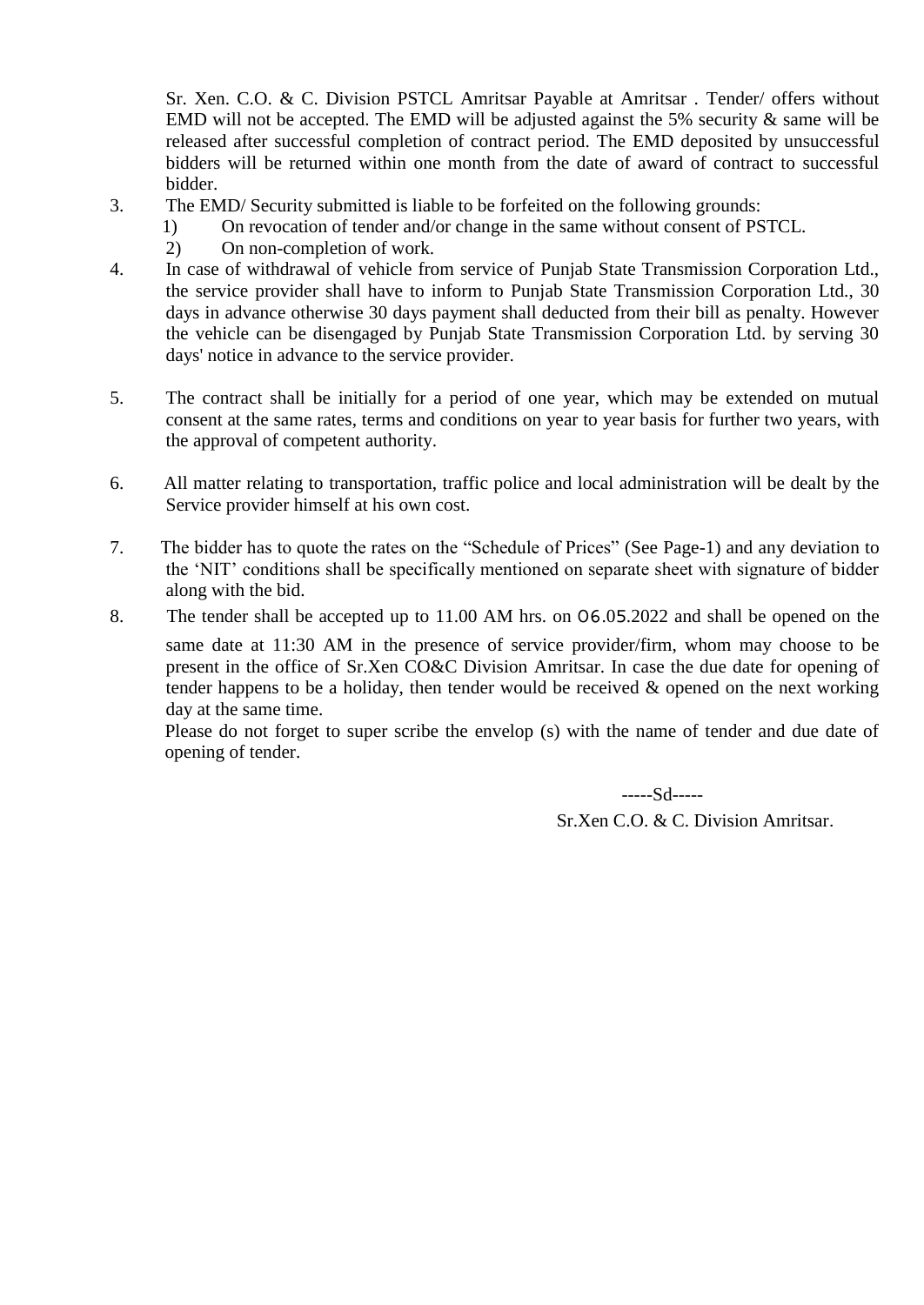Sr. Xen. C.O. & C. Division PSTCL Amritsar Payable at Amritsar . Tender/ offers without EMD will not be accepted. The EMD will be adjusted against the 5% security & same will be released after successful completion of contract period. The EMD deposited by unsuccessful bidders will be returned within one month from the date of award of contract to successful bidder.

3. The EMD/ Security submitted is liable to be forfeited on the following grounds:
   1) On revocation of tender and/or change in the same without consent of PSTCL.
   2) On non-completion of work.

4. In case of withdrawal of vehicle from service of Punjab State Transmission Corporation Ltd., the service provider shall have to inform to Punjab State Transmission Corporation Ltd., 30 days in advance otherwise 30 days payment shall deducted from their bill as penalty. However the vehicle can be disengaged by Punjab State Transmission Corporation Ltd. by serving 30 days' notice in advance to the service provider.

5. The contract shall be initially for a period of one year, which may be extended on mutual consent at the same rates, terms and conditions on year to year basis for further two years, with the approval of competent authority.

6. All matter relating to transportation, traffic police and local administration will be dealt by the Service provider himself at his own cost.

7. The bidder has to quote the rates on the "Schedule of Prices" (See Page-1) and any deviation to the 'NIT' conditions shall be specifically mentioned on separate sheet with signature of bidder along with the bid.

8. The tender shall be accepted up to 11.00 AM hrs. on 06.05.2022 and shall be opened on the same date at 11:30 AM in the presence of service provider/firm, whom may choose to be present in the office of Sr.Xen CO&C Division Amritsar. In case the due date for opening of tender happens to be a holiday, then tender would be received & opened on the next working day at the same time.

   Please do not forget to super scribe the envelop (s) with the name of tender and due date of opening of tender.

-----Sd-----

Sr.Xen C.O. & C. Division Amritsar.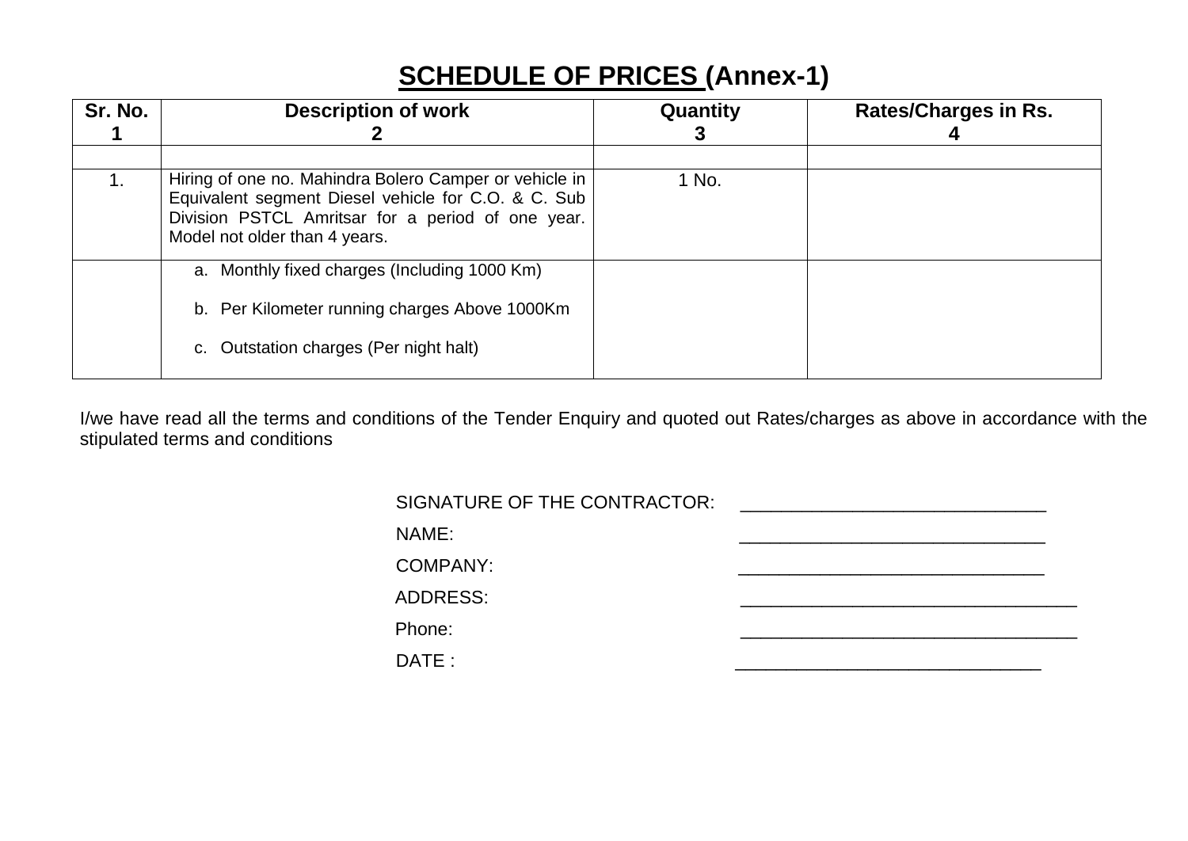# SCHEDULE OF PRICES (Annex-1)

| Sr. No.<br>1 | Description of work<br>2 | Quantity<br>3 | Rates/Charges in Rs.<br>4 |
|---|---|---|---|
| | | | |
| 1. | Hiring of one no. Mahindra Bolero Camper or vehicle in Equivalent segment Diesel vehicle for C.O. & C. Sub Division PSTCL Amritsar for a period of one year. Model not older than 4 years. | 1 No. | |
| | a. Monthly fixed charges (Including 1000 Km)<br>b. Per Kilometer running charges Above 1000Km<br>c. Outstation charges (Per night halt) | | |

I/we have read all the terms and conditions of the Tender Enquiry and quoted out Rates/charges as above in accordance with the stipulated terms and conditions

SIGNATURE OF THE CONTRACTOR: ______________________________

NAME: ______________________________

COMPANY: ______________________________

ADDRESS: ________________________________

Phone: ________________________________

DATE : ______________________________